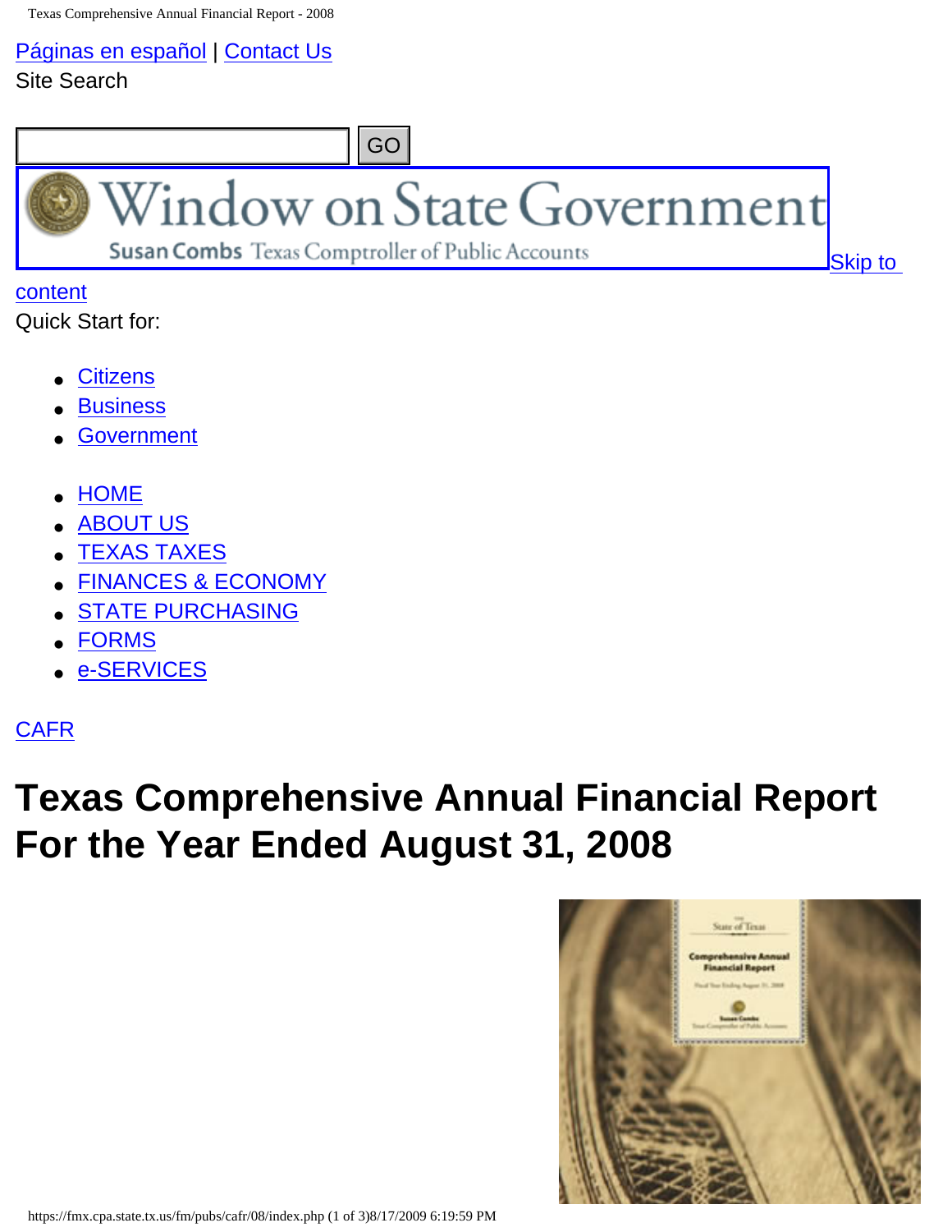Páginas en español | Contact Us

Site Search

GO

Window on State Government — Susan Combs Texas Comptroller of Public Accounts

Skip to content

Quick Start for:

- Citizens
- Business
- Government

- HOME
- ABOUT US
- TEXAS TAXES
- FINANCES & ECONOMY
- STATE PURCHASING
- FORMS
- e-SERVICES

CAFR

# Texas Comprehensive Annual Financial Report For the Year Ended August 31, 2008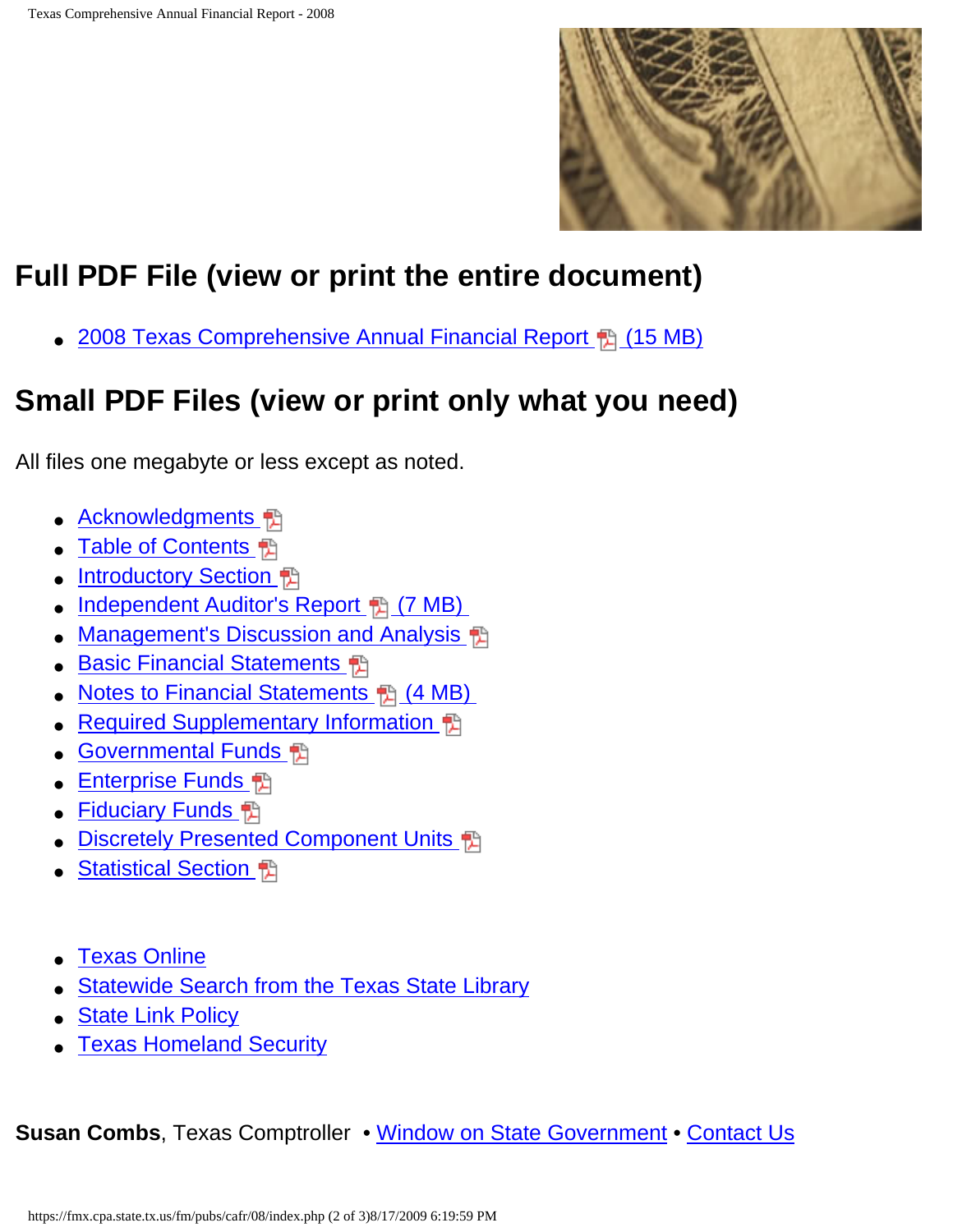## Full PDF File (view or print the entire document)

- 2008 Texas Comprehensive Annual Financial Report (15 MB)

## Small PDF Files (view or print only what you need)

All files one megabyte or less except as noted.

- Acknowledgments
- Table of Contents
- Introductory Section
- Independent Auditor's Report (7 MB)
- Management's Discussion and Analysis
- Basic Financial Statements
- Notes to Financial Statements (4 MB)
- Required Supplementary Information
- Governmental Funds
- Enterprise Funds
- Fiduciary Funds
- Discretely Presented Component Units
- Statistical Section

- Texas Online
- Statewide Search from the Texas State Library
- State Link Policy
- Texas Homeland Security

**Susan Combs**, Texas Comptroller • Window on State Government • Contact Us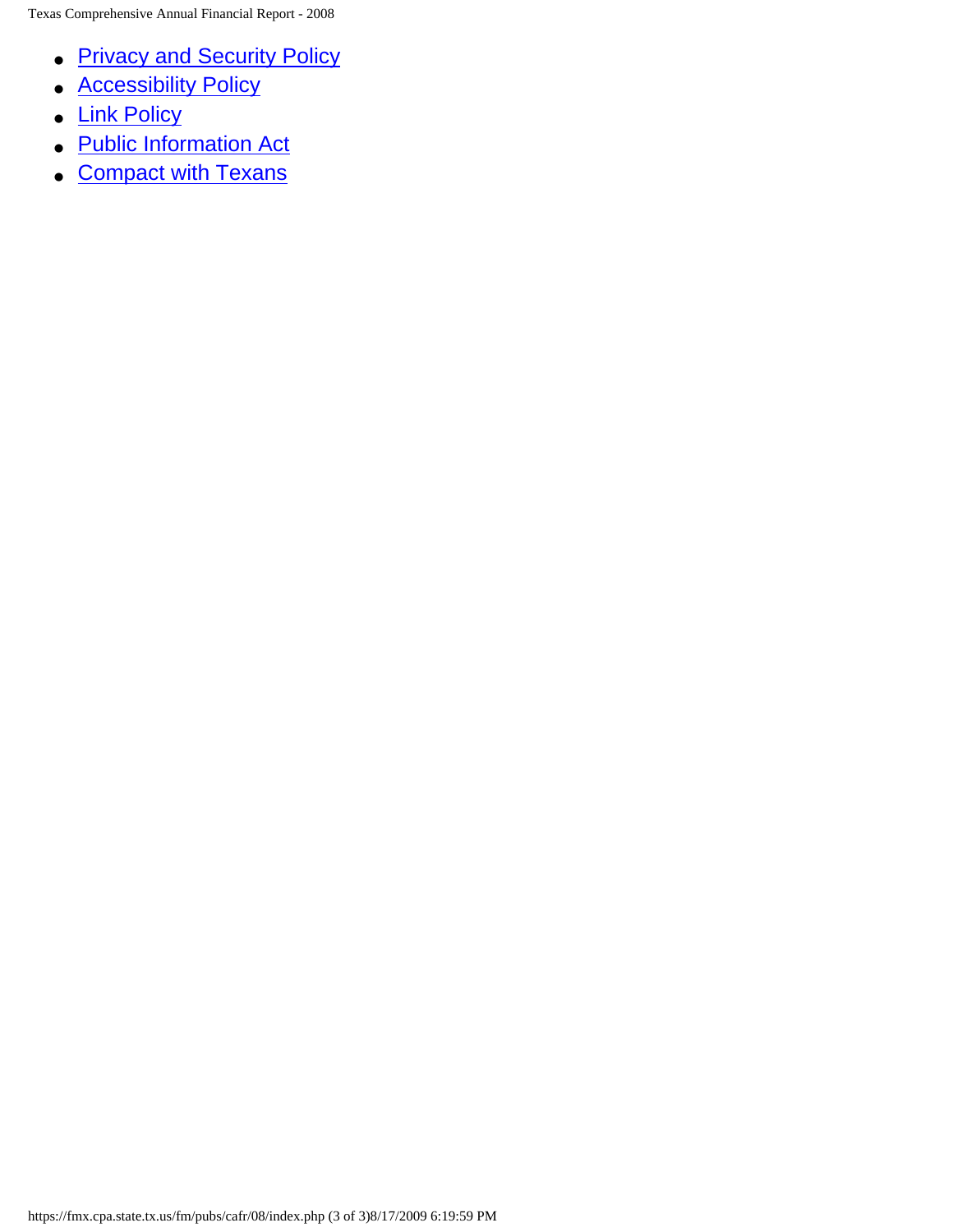- Privacy and Security Policy
- Accessibility Policy
- Link Policy
- Public Information Act
- Compact with Texans